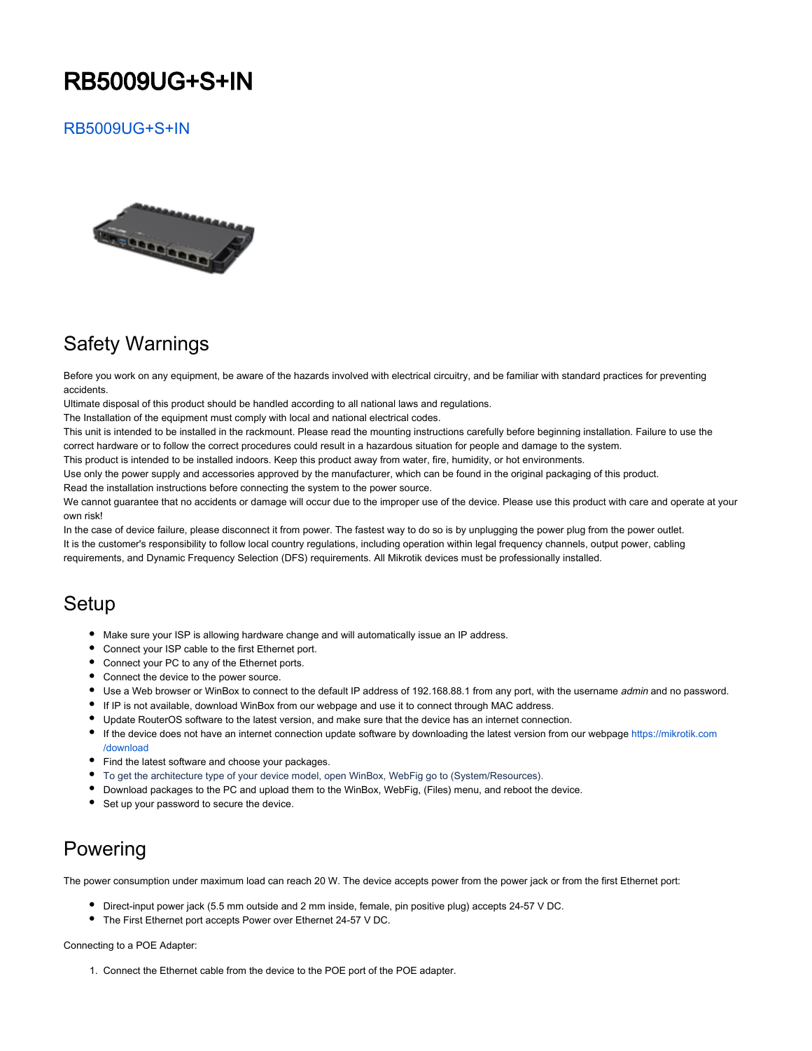# RB5009UG+S+IN

RB5009UG+S+IN

## Safety Warnings

Before you work on any equipment, be aware of the hazards involved with electrical circuitry, and be familiar with standard practices for preventing accidents.
Ultimate disposal of this product should be handled according to all national laws and regulations.
The Installation of the equipment must comply with local and national electrical codes.
This unit is intended to be installed in the rackmount. Please read the mounting instructions carefully before beginning installation. Failure to use the correct hardware or to follow the correct procedures could result in a hazardous situation for people and damage to the system.
This product is intended to be installed indoors. Keep this product away from water, fire, humidity, or hot environments.
Use only the power supply and accessories approved by the manufacturer, which can be found in the original packaging of this product.
Read the installation instructions before connecting the system to the power source.
We cannot guarantee that no accidents or damage will occur due to the improper use of the device. Please use this product with care and operate at your own risk!
In the case of device failure, please disconnect it from power. The fastest way to do so is by unplugging the power plug from the power outlet.
It is the customer's responsibility to follow local country regulations, including operation within legal frequency channels, output power, cabling requirements, and Dynamic Frequency Selection (DFS) requirements. All Mikrotik devices must be professionally installed.

## Setup

- Make sure your ISP is allowing hardware change and will automatically issue an IP address.
- Connect your ISP cable to the first Ethernet port.
- Connect your PC to any of the Ethernet ports.
- Connect the device to the power source.
- Use a Web browser or WinBox to connect to the default IP address of 192.168.88.1 from any port, with the username *admin* and no password.
- If IP is not available, download WinBox from our webpage and use it to connect through MAC address.
- Update RouterOS software to the latest version, and make sure that the device has an internet connection.
- If the device does not have an internet connection update software by downloading the latest version from our webpage https://mikrotik.com/download
- Find the latest software and choose your packages.
- To get the architecture type of your device model, open WinBox, WebFig go to (System/Resources).
- Download packages to the PC and upload them to the WinBox, WebFig, (Files) menu, and reboot the device.
- Set up your password to secure the device.

## Powering

The power consumption under maximum load can reach 20 W. The device accepts power from the power jack or from the first Ethernet port:

- Direct-input power jack (5.5 mm outside and 2 mm inside, female, pin positive plug) accepts 24-57 V DC.
- The First Ethernet port accepts Power over Ethernet 24-57 V DC.

Connecting to a POE Adapter:

1. Connect the Ethernet cable from the device to the POE port of the POE adapter.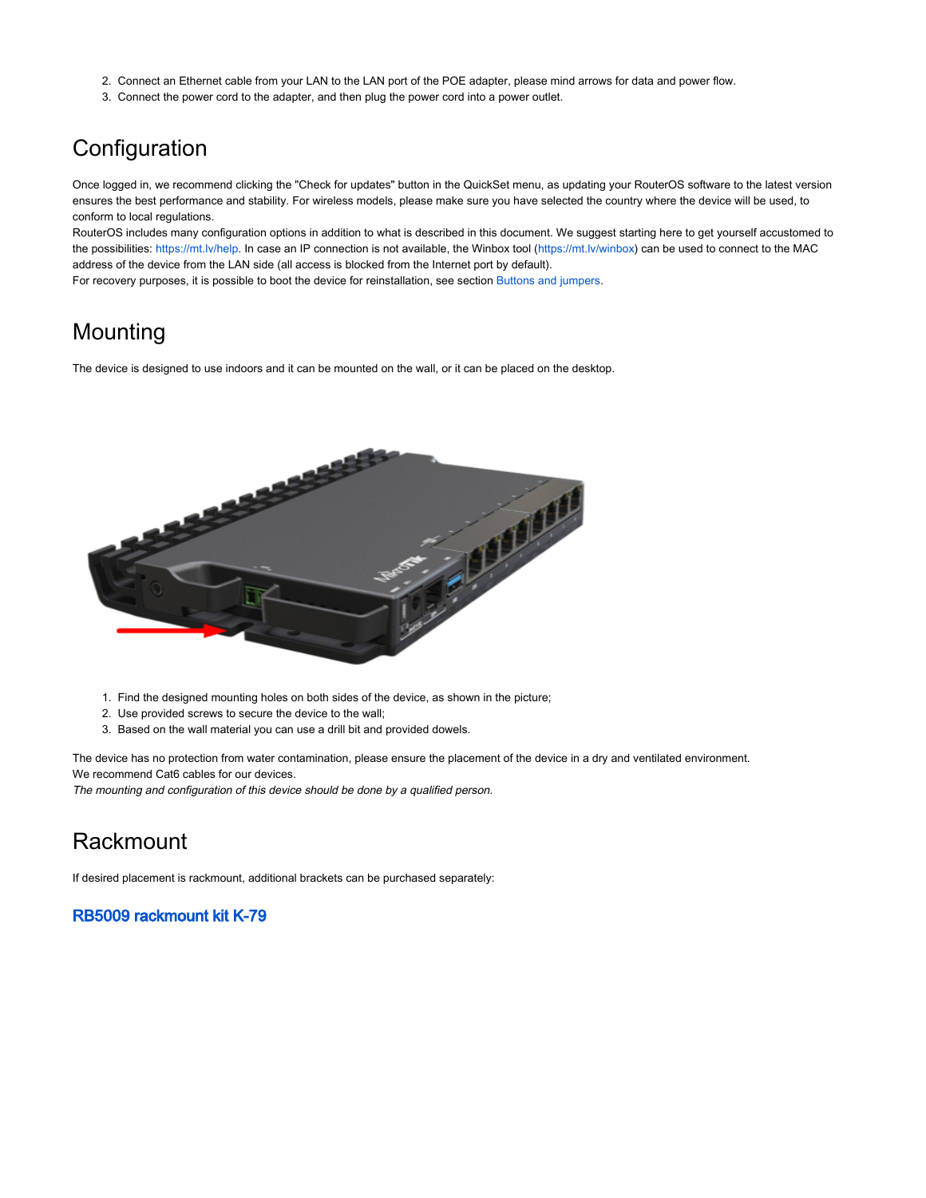2. Connect an Ethernet cable from your LAN to the LAN port of the POE adapter, please mind arrows for data and power flow.
3. Connect the power cord to the adapter, and then plug the power cord into a power outlet.

# Configuration

Once logged in, we recommend clicking the "Check for updates" button in the QuickSet menu, as updating your RouterOS software to the latest version ensures the best performance and stability. For wireless models, please make sure you have selected the country where the device will be used, to conform to local regulations.

RouterOS includes many configuration options in addition to what is described in this document. We suggest starting here to get yourself accustomed to the possibilities: https://mt.lv/help. In case an IP connection is not available, the Winbox tool (https://mt.lv/winbox) can be used to connect to the MAC address of the device from the LAN side (all access is blocked from the Internet port by default).

For recovery purposes, it is possible to boot the device for reinstallation, see section Buttons and jumpers.

# Mounting

The device is designed to use indoors and it can be mounted on the wall, or it can be placed on the desktop.

1. Find the designed mounting holes on both sides of the device, as shown in the picture;
2. Use provided screws to secure the device to the wall;
3. Based on the wall material you can use a drill bit and provided dowels.

The device has no protection from water contamination, please ensure the placement of the device in a dry and ventilated environment.

We recommend Cat6 cables for our devices.

*The mounting and configuration of this device should be done by a qualified person.*

# Rackmount

If desired placement is rackmount, additional brackets can be purchased separately:

### RB5009 rackmount kit K-79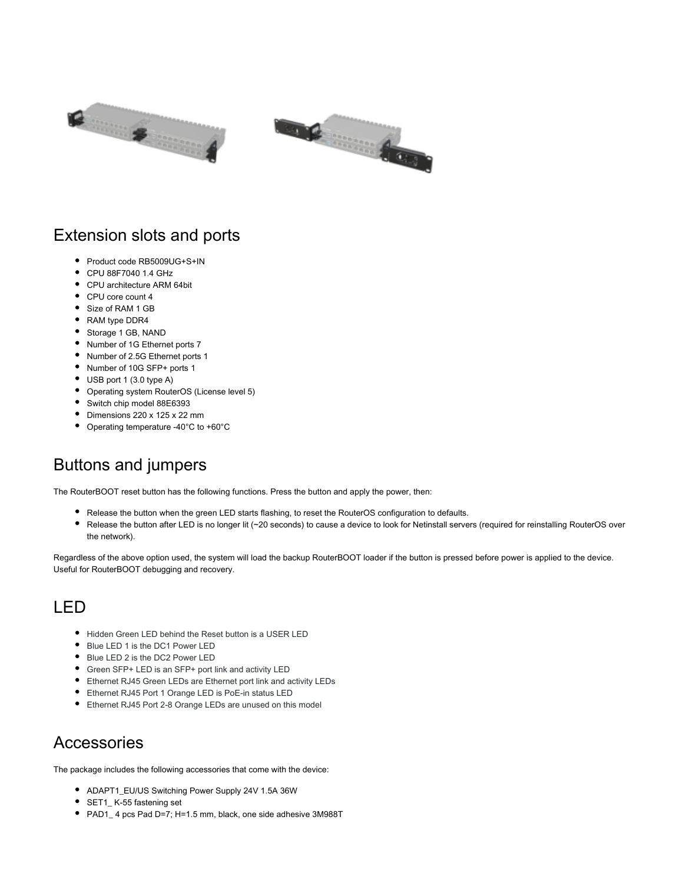## Extension slots and ports

- Product code RB5009UG+S+IN
- CPU 88F7040 1.4 GHz
- CPU architecture ARM 64bit
- CPU core count 4
- Size of RAM 1 GB
- RAM type DDR4
- Storage 1 GB, NAND
- Number of 1G Ethernet ports 7
- Number of 2.5G Ethernet ports 1
- Number of 10G SFP+ ports 1
- USB port 1 (3.0 type A)
- Operating system RouterOS (License level 5)
- Switch chip model 88E6393
- Dimensions 220 x 125 x 22 mm
- Operating temperature -40°C to +60°C

## Buttons and jumpers

The RouterBOOT reset button has the following functions. Press the button and apply the power, then:

- Release the button when the green LED starts flashing, to reset the RouterOS configuration to defaults.
- Release the button after LED is no longer lit (~20 seconds) to cause a device to look for Netinstall servers (required for reinstalling RouterOS over the network).

Regardless of the above option used, the system will load the backup RouterBOOT loader if the button is pressed before power is applied to the device. Useful for RouterBOOT debugging and recovery.

## LED

- Hidden Green LED behind the Reset button is a USER LED
- Blue LED 1 is the DC1 Power LED
- Blue LED 2 is the DC2 Power LED
- Green SFP+ LED is an SFP+ port link and activity LED
- Ethernet RJ45 Green LEDs are Ethernet port link and activity LEDs
- Ethernet RJ45 Port 1 Orange LED is PoE-in status LED
- Ethernet RJ45 Port 2-8 Orange LEDs are unused on this model

## Accessories

The package includes the following accessories that come with the device:

- ADAPT1_EU/US Switching Power Supply 24V 1.5A 36W
- SET1_ K-55 fastening set
- PAD1_ 4 pcs Pad D=7; H=1.5 mm, black, one side adhesive 3M988T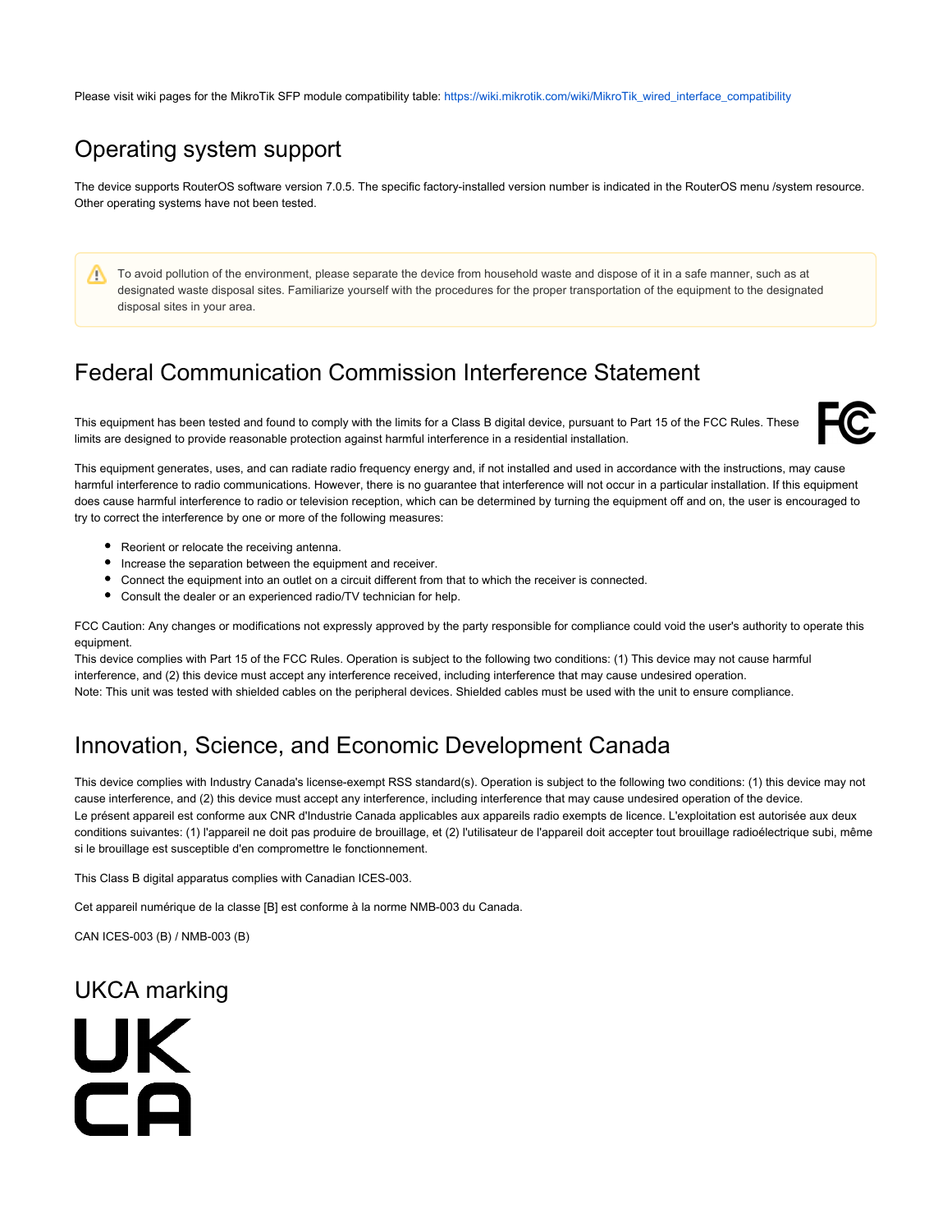Please visit wiki pages for the MikroTik SFP module compatibility table: https://wiki.mikrotik.com/wiki/MikroTik_wired_interface_compatibility

## Operating system support

The device supports RouterOS software version 7.0.5. The specific factory-installed version number is indicated in the RouterOS menu /system resource. Other operating systems have not been tested.

> To avoid pollution of the environment, please separate the device from household waste and dispose of it in a safe manner, such as at designated waste disposal sites. Familiarize yourself with the procedures for the proper transportation of the equipment to the designated disposal sites in your area.

## Federal Communication Commission Interference Statement

This equipment has been tested and found to comply with the limits for a Class B digital device, pursuant to Part 15 of the FCC Rules. These limits are designed to provide reasonable protection against harmful interference in a residential installation.

This equipment generates, uses, and can radiate radio frequency energy and, if not installed and used in accordance with the instructions, may cause harmful interference to radio communications. However, there is no guarantee that interference will not occur in a particular installation. If this equipment does cause harmful interference to radio or television reception, which can be determined by turning the equipment off and on, the user is encouraged to try to correct the interference by one or more of the following measures:

- Reorient or relocate the receiving antenna.
- Increase the separation between the equipment and receiver.
- Connect the equipment into an outlet on a circuit different from that to which the receiver is connected.
- Consult the dealer or an experienced radio/TV technician for help.

FCC Caution: Any changes or modifications not expressly approved by the party responsible for compliance could void the user's authority to operate this equipment.
This device complies with Part 15 of the FCC Rules. Operation is subject to the following two conditions: (1) This device may not cause harmful interference, and (2) this device must accept any interference received, including interference that may cause undesired operation.
Note: This unit was tested with shielded cables on the peripheral devices. Shielded cables must be used with the unit to ensure compliance.

## Innovation, Science, and Economic Development Canada

This device complies with Industry Canada's license-exempt RSS standard(s). Operation is subject to the following two conditions: (1) this device may not cause interference, and (2) this device must accept any interference, including interference that may cause undesired operation of the device.
Le présent appareil est conforme aux CNR d'Industrie Canada applicables aux appareils radio exempts de licence. L'exploitation est autorisée aux deux conditions suivantes: (1) l'appareil ne doit pas produire de brouillage, et (2) l'utilisateur de l'appareil doit accepter tout brouillage radioélectrique subi, même si le brouillage est susceptible d'en compromettre le fonctionnement.

This Class B digital apparatus complies with Canadian ICES-003.

Cet appareil numérique de la classe [B] est conforme à la norme NMB-003 du Canada.

CAN ICES-003 (B) / NMB-003 (B)

## UKCA marking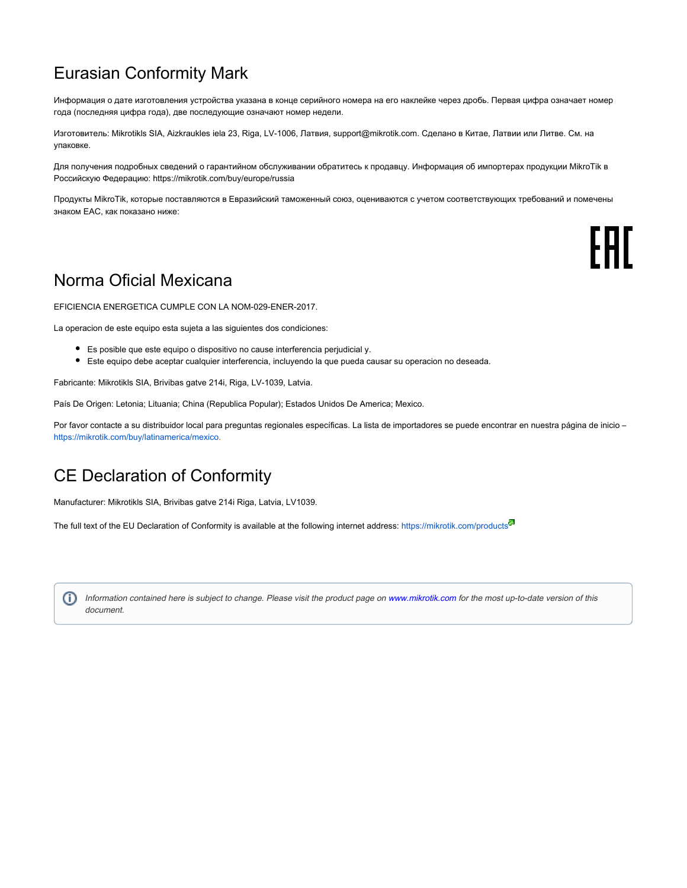# Eurasian Conformity Mark

Информация о дате изготовления устройства указана в конце серийного номера на его наклейке через дробь. Первая цифра означает номер года (последняя цифра года), две последующие означают номер недели.

Изготовитель: Mikrotikls SIA, Aizkraukles iela 23, Riga, LV-1006, Латвия, support@mikrotik.com. Сделано в Китае, Латвии или Литве. См. на упаковке.

Для получения подробных сведений о гарантийном обслуживании обратитесь к продавцу. Информация об импортерах продукции MikroTik в Российскую Федерацию: https://mikrotik.com/buy/europe/russia

Продукты MikroTik, которые поставляются в Евразийский таможенный союз, оцениваются с учетом соответствующих требований и помечены знаком EAC, как показано ниже:

EAC

# Norma Oficial Mexicana

EFICIENCIA ENERGETICA CUMPLE CON LA NOM-029-ENER-2017.

La operacion de este equipo esta sujeta a las siguientes dos condiciones:

- Es posible que este equipo o dispositivo no cause interferencia perjudicial y.
- Este equipo debe aceptar cualquier interferencia, incluyendo la que pueda causar su operacion no deseada.

Fabricante: Mikrotikls SIA, Brivibas gatve 214i, Riga, LV-1039, Latvia.

País De Origen: Letonia; Lituania; China (Republica Popular); Estados Unidos De America; Mexico.

Por favor contacte a su distribuidor local para preguntas regionales específicas. La lista de importadores se puede encontrar en nuestra página de inicio – https://mikrotik.com/buy/latinamerica/mexico.

# CE Declaration of Conformity

Manufacturer: Mikrotikls SIA, Brivibas gatve 214i Riga, Latvia, LV1039.

The full text of the EU Declaration of Conformity is available at the following internet address: https://mikrotik.com/products

*Information contained here is subject to change. Please visit the product page on www.mikrotik.com for the most up-to-date version of this document.*